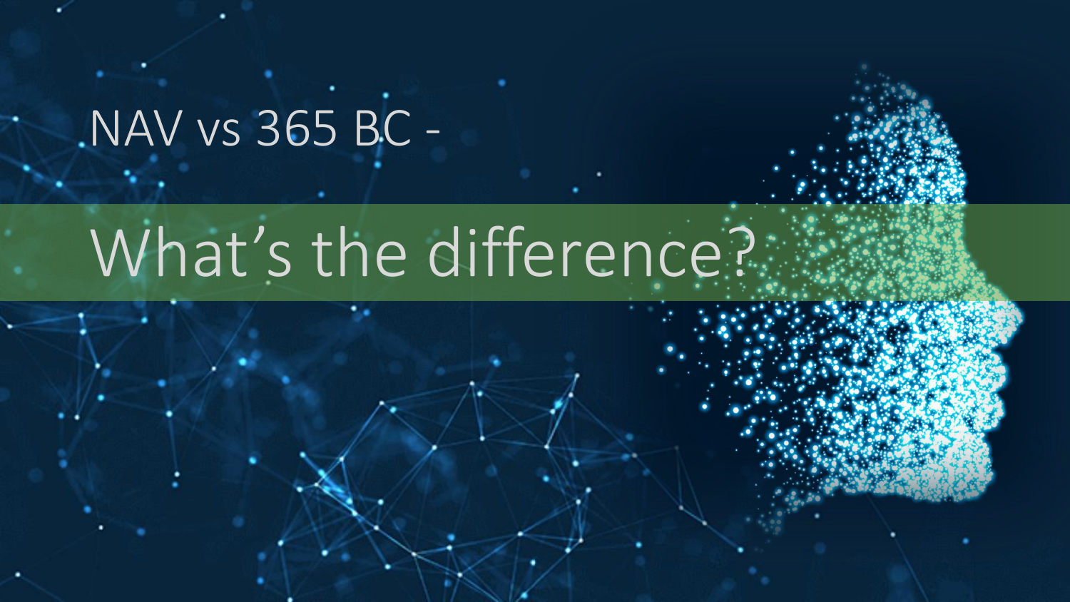# NAV vs 365 BC -

## What's the difference?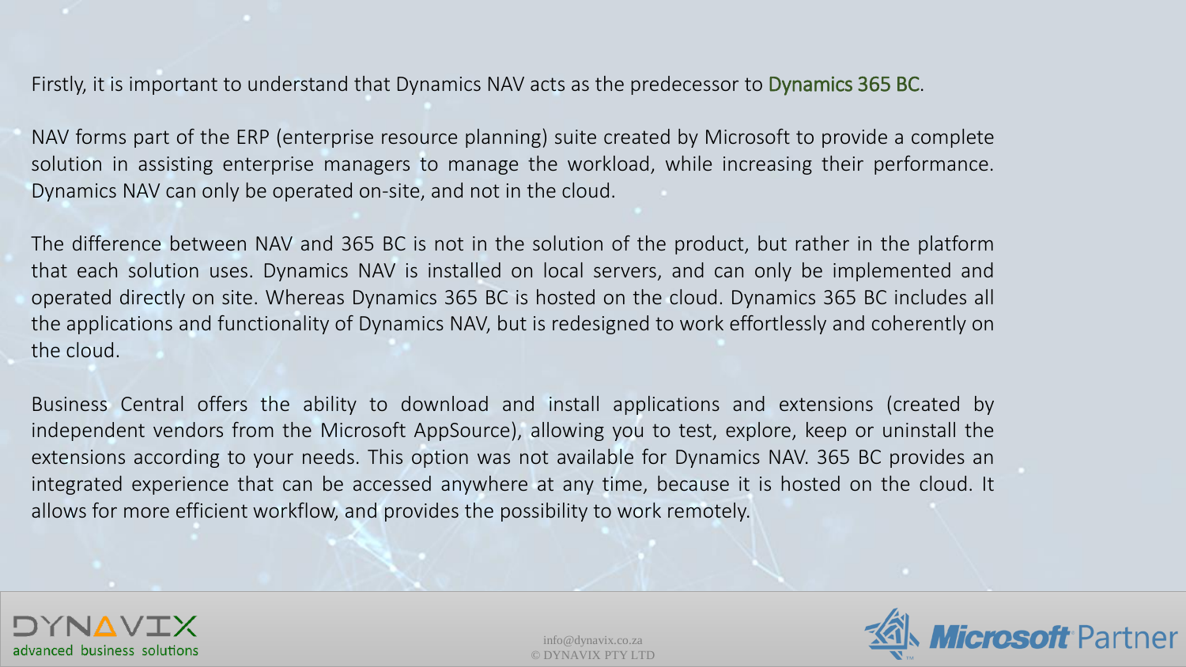Firstly, it is important to understand that Dynamics NAV acts as the predecessor to Dynamics 365 BC.

NAV forms part of the ERP (enterprise resource planning) suite created by Microsoft to provide a complete solution in assisting enterprise managers to manage the workload, while increasing their performance. Dynamics NAV can only be operated on-site, and not in the cloud.

The difference between NAV and 365 BC is not in the solution of the product, but rather in the platform that each solution uses. Dynamics NAV is installed on local servers, and can only be implemented and operated directly on site. Whereas Dynamics 365 BC is hosted on the cloud. Dynamics 365 BC includes all the applications and functionality of Dynamics NAV, but is redesigned to work effortlessly and coherently on the cloud.

Business Central offers the ability to download and install applications and extensions (created by independent vendors from the Microsoft AppSource), allowing you to test, explore, keep or uninstall the extensions according to your needs. This option was not available for Dynamics NAV. 365 BC provides an integrated experience that can be accessed anywhere at any time, because it is hosted on the cloud. It allows for more efficient workflow, and provides the possibility to work remotely.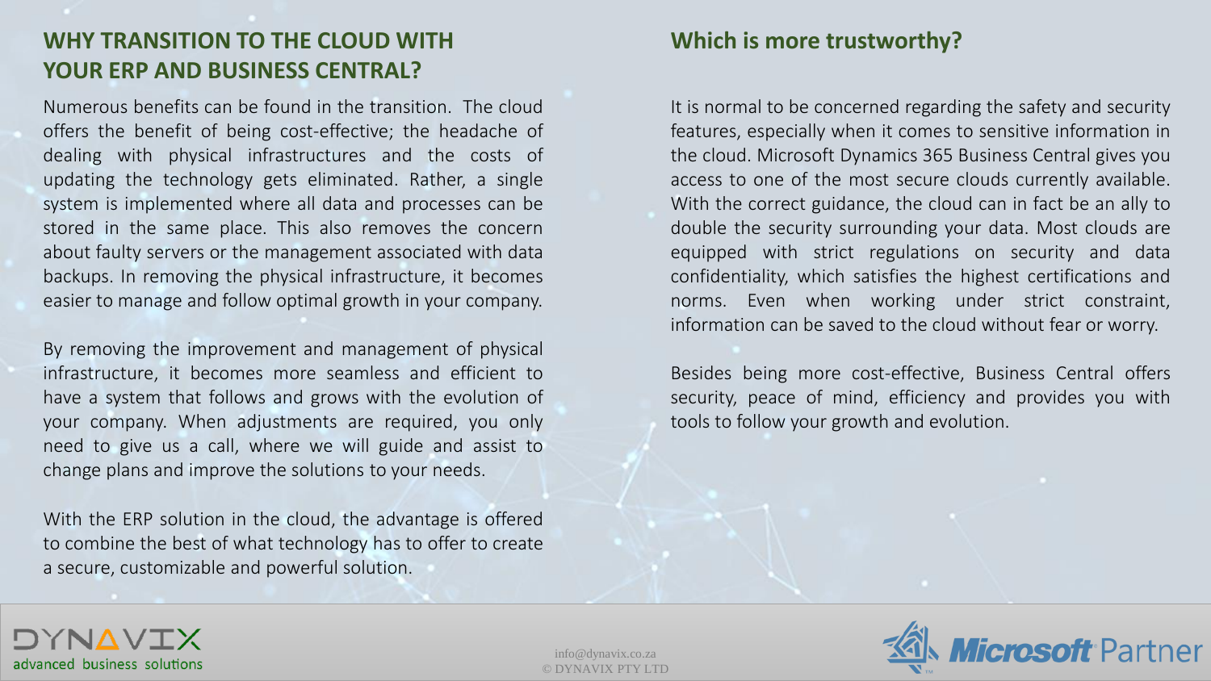## WHY TRANSITION TO THE CLOUD WITH YOUR ERP AND BUSINESS CENTRAL?

Numerous benefits can be found in the transition. The cloud offers the benefit of being cost-effective; the headache of dealing with physical infrastructures and the costs of updating the technology gets eliminated. Rather, a single system is implemented where all data and processes can be stored in the same place. This also removes the concern about faulty servers or the management associated with data backups. In removing the physical infrastructure, it becomes easier to manage and follow optimal growth in your company.

By removing the improvement and management of physical infrastructure, it becomes more seamless and efficient to have a system that follows and grows with the evolution of your company. When adjustments are required, you only need to give us a call, where we will guide and assist to change plans and improve the solutions to your needs.

With the ERP solution in the cloud, the advantage is offered to combine the best of what technology has to offer to create a secure, customizable and powerful solution.

## Which is more trustworthy?

It is normal to be concerned regarding the safety and security features, especially when it comes to sensitive information in the cloud. Microsoft Dynamics 365 Business Central gives you access to one of the most secure clouds currently available. With the correct guidance, the cloud can in fact be an ally to double the security surrounding your data. Most clouds are equipped with strict regulations on security and data confidentiality, which satisfies the highest certifications and norms. Even when working under strict constraint, information can be saved to the cloud without fear or worry.

Besides being more cost-effective, Business Central offers security, peace of mind, efficiency and provides you with tools to follow your growth and evolution.

DYNAVIX advanced business solutions

info@dynavix.co.za
© DYNAVIX PTY LTD

Microsoft Partner